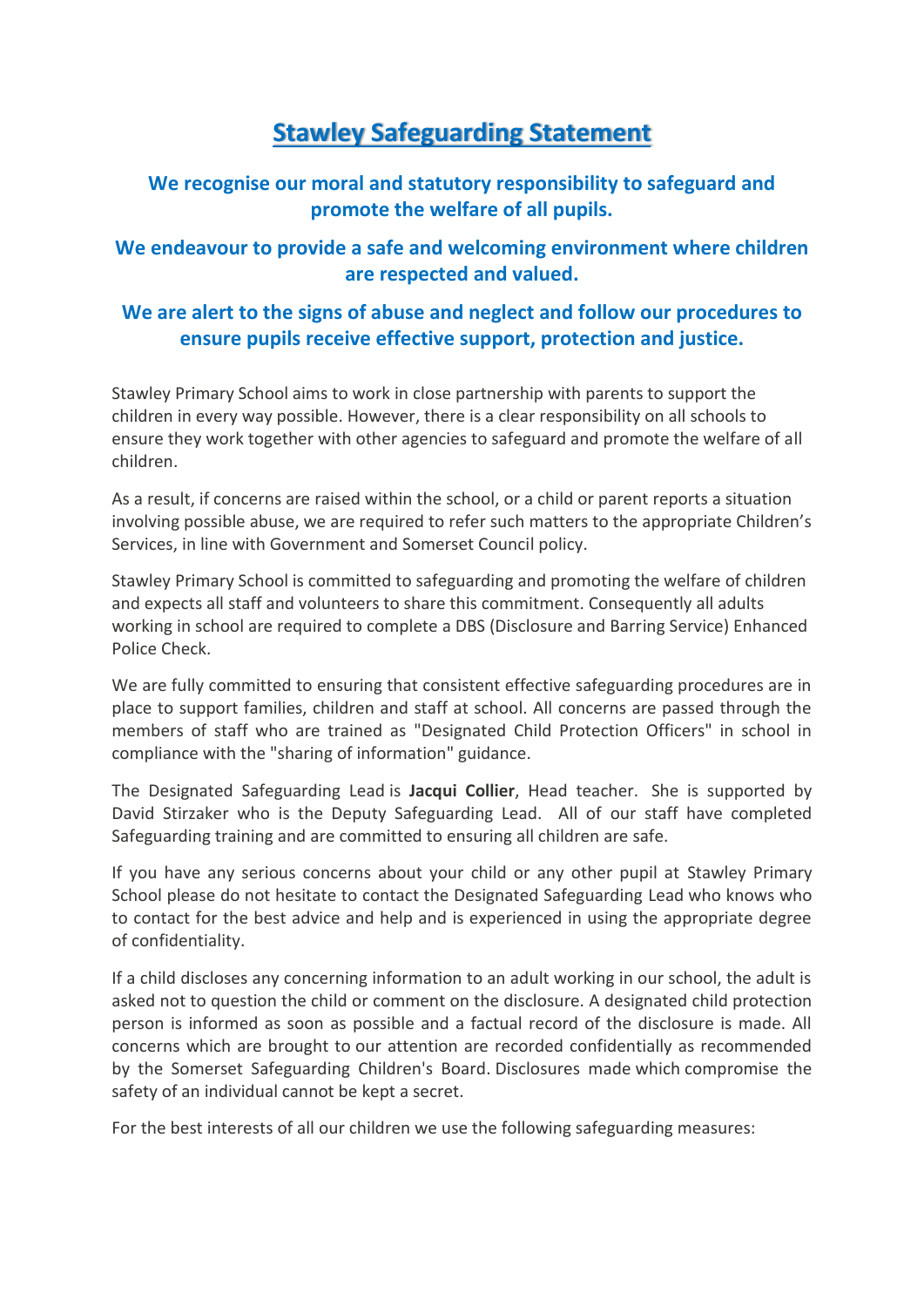# Stawley Safeguarding Statement

## We recognise our moral and statutory responsibility to safeguard and promote the welfare of all pupils.

## We endeavour to provide a safe and welcoming environment where children are respected and valued.

## We are alert to the signs of abuse and neglect and follow our procedures to ensure pupils receive effective support, protection and justice.

Stawley Primary School aims to work in close partnership with parents to support the children in every way possible. However, there is a clear responsibility on all schools to ensure they work together with other agencies to safeguard and promote the welfare of all children.

As a result, if concerns are raised within the school, or a child or parent reports a situation involving possible abuse, we are required to refer such matters to the appropriate Children's Services, in line with Government and Somerset Council policy.

Stawley Primary School is committed to safeguarding and promoting the welfare of children and expects all staff and volunteers to share this commitment. Consequently all adults working in school are required to complete a DBS (Disclosure and Barring Service) Enhanced Police Check.

We are fully committed to ensuring that consistent effective safeguarding procedures are in place to support families, children and staff at school. All concerns are passed through the members of staff who are trained as "Designated Child Protection Officers" in school in compliance with the "sharing of information" guidance.

The Designated Safeguarding Lead is **Jacqui Collier**, Head teacher. She is supported by David Stirzaker who is the Deputy Safeguarding Lead. All of our staff have completed Safeguarding training and are committed to ensuring all children are safe.

If you have any serious concerns about your child or any other pupil at Stawley Primary School please do not hesitate to contact the Designated Safeguarding Lead who knows who to contact for the best advice and help and is experienced in using the appropriate degree of confidentiality.

If a child discloses any concerning information to an adult working in our school, the adult is asked not to question the child or comment on the disclosure. A designated child protection person is informed as soon as possible and a factual record of the disclosure is made. All concerns which are brought to our attention are recorded confidentially as recommended by the Somerset Safeguarding Children's Board. Disclosures made which compromise the safety of an individual cannot be kept a secret.

For the best interests of all our children we use the following safeguarding measures: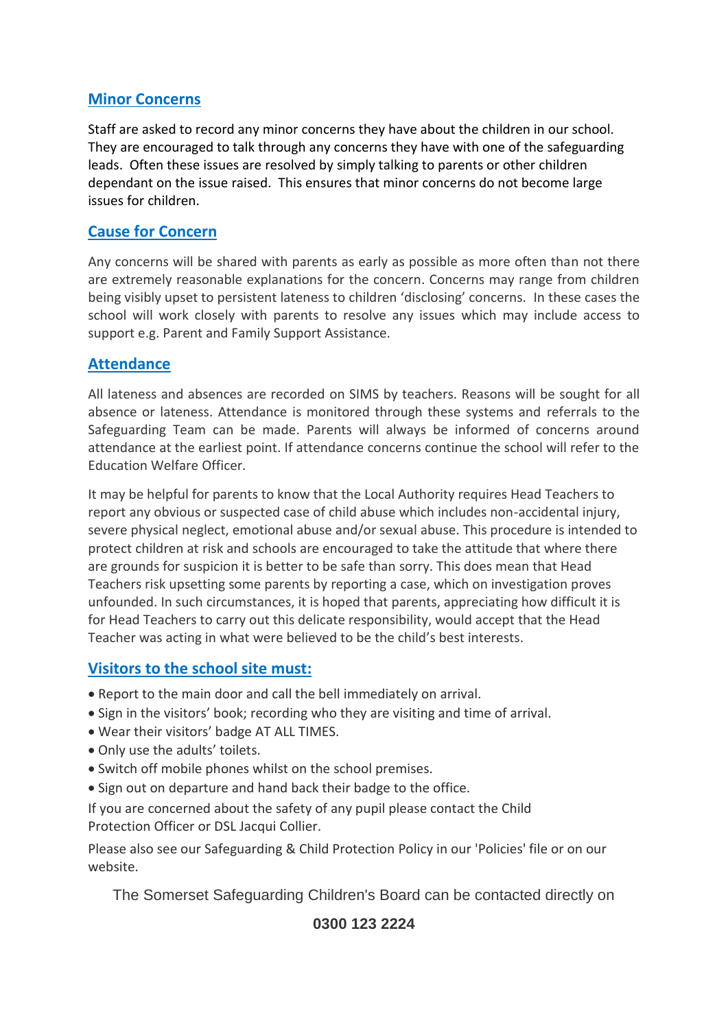## Minor Concerns

Staff are asked to record any minor concerns they have about the children in our school. They are encouraged to talk through any concerns they have with one of the safeguarding leads. Often these issues are resolved by simply talking to parents or other children dependant on the issue raised. This ensures that minor concerns do not become large issues for children.

## Cause for Concern

Any concerns will be shared with parents as early as possible as more often than not there are extremely reasonable explanations for the concern. Concerns may range from children being visibly upset to persistent lateness to children 'disclosing' concerns. In these cases the school will work closely with parents to resolve any issues which may include access to support e.g. Parent and Family Support Assistance.

## Attendance

All lateness and absences are recorded on SIMS by teachers. Reasons will be sought for all absence or lateness. Attendance is monitored through these systems and referrals to the Safeguarding Team can be made. Parents will always be informed of concerns around attendance at the earliest point. If attendance concerns continue the school will refer to the Education Welfare Officer.

It may be helpful for parents to know that the Local Authority requires Head Teachers to report any obvious or suspected case of child abuse which includes non-accidental injury, severe physical neglect, emotional abuse and/or sexual abuse. This procedure is intended to protect children at risk and schools are encouraged to take the attitude that where there are grounds for suspicion it is better to be safe than sorry. This does mean that Head Teachers risk upsetting some parents by reporting a case, which on investigation proves unfounded. In such circumstances, it is hoped that parents, appreciating how difficult it is for Head Teachers to carry out this delicate responsibility, would accept that the Head Teacher was acting in what were believed to be the child's best interests.

## Visitors to the school site must:

- Report to the main door and call the bell immediately on arrival.
- Sign in the visitors' book; recording who they are visiting and time of arrival.
- Wear their visitors' badge AT ALL TIMES.
- Only use the adults' toilets.
- Switch off mobile phones whilst on the school premises.
- Sign out on departure and hand back their badge to the office.

If you are concerned about the safety of any pupil please contact the Child Protection Officer or DSL Jacqui Collier.

Please also see our Safeguarding & Child Protection Policy in our 'Policies' file or on our website.

The Somerset Safeguarding Children's Board can be contacted directly on

**0300 123 2224**